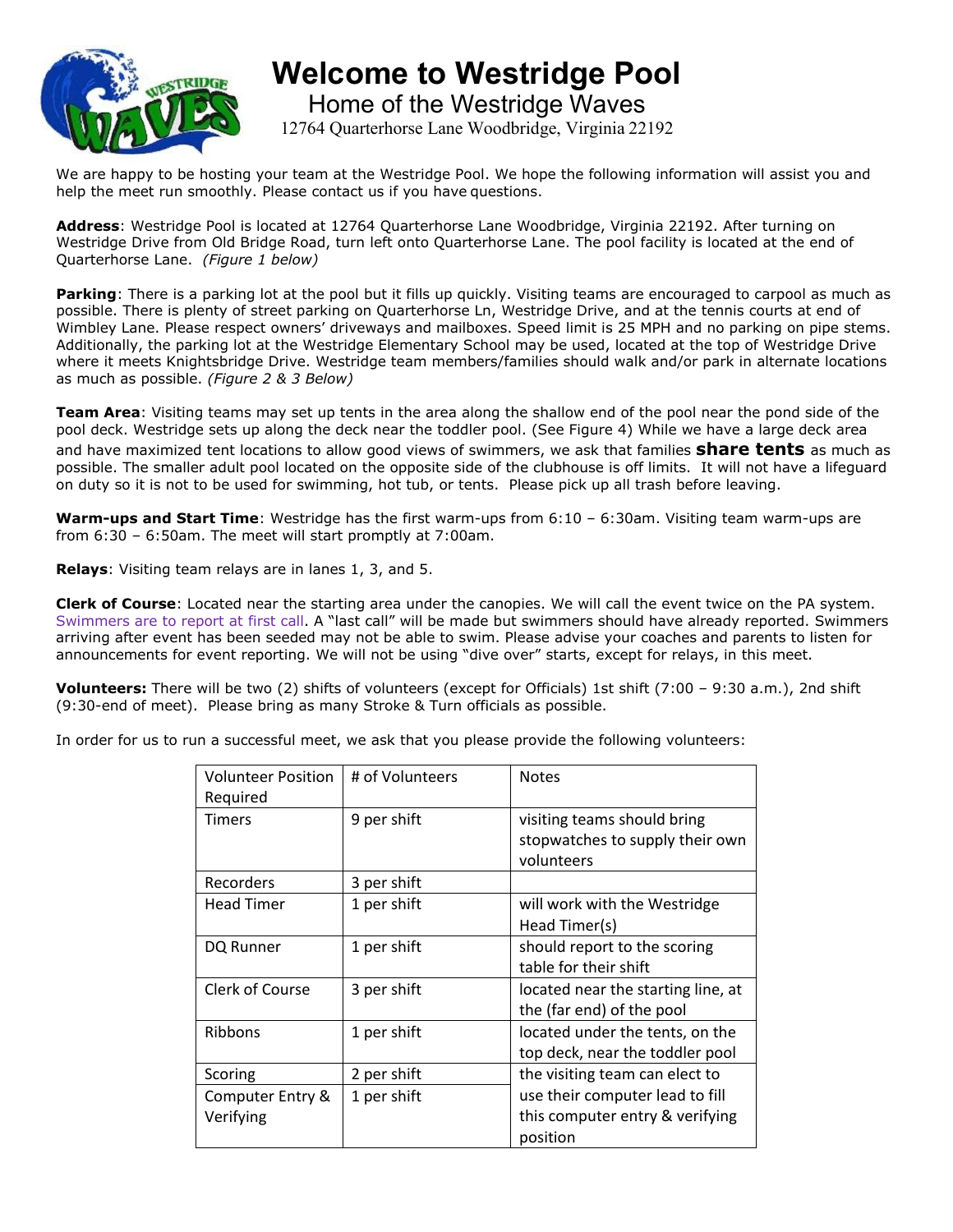# Welcome to Westridge Pool

## Home of the Westridge Waves

12764 Quarterhorse Lane Woodbridge, Virginia 22192

We are happy to be hosting your team at the Westridge Pool. We hope the following information will assist you and help the meet run smoothly. Please contact us if you have questions.

**Address**: Westridge Pool is located at 12764 Quarterhorse Lane Woodbridge, Virginia 22192. After turning on Westridge Drive from Old Bridge Road, turn left onto Quarterhorse Lane. The pool facility is located at the end of Quarterhorse Lane. *(Figure 1 below)*

**Parking**: There is a parking lot at the pool but it fills up quickly. Visiting teams are encouraged to carpool as much as possible. There is plenty of street parking on Quarterhorse Ln, Westridge Drive, and at the tennis courts at end of Wimbley Lane. Please respect owners' driveways and mailboxes. Speed limit is 25 MPH and no parking on pipe stems. Additionally, the parking lot at the Westridge Elementary School may be used, located at the top of Westridge Drive where it meets Knightsbridge Drive. Westridge team members/families should walk and/or park in alternate locations as much as possible. *(Figure 2 & 3 Below)*

**Team Area**: Visiting teams may set up tents in the area along the shallow end of the pool near the pond side of the pool deck. Westridge sets up along the deck near the toddler pool. (See Figure 4) While we have a large deck area and have maximized tent locations to allow good views of swimmers, we ask that families **share tents** as much as possible. The smaller adult pool located on the opposite side of the clubhouse is off limits. It will not have a lifeguard on duty so it is not to be used for swimming, hot tub, or tents. Please pick up all trash before leaving.

**Warm-ups and Start Time**: Westridge has the first warm-ups from 6:10 – 6:30am. Visiting team warm-ups are from 6:30 – 6:50am. The meet will start promptly at 7:00am.

**Relays**: Visiting team relays are in lanes 1, 3, and 5.

**Clerk of Course**: Located near the starting area under the canopies. We will call the event twice on the PA system. Swimmers are to report at first call. A "last call" will be made but swimmers should have already reported. Swimmers arriving after event has been seeded may not be able to swim. Please advise your coaches and parents to listen for announcements for event reporting. We will not be using "dive over" starts, except for relays, in this meet.

**Volunteers:** There will be two (2) shifts of volunteers (except for Officials) 1st shift (7:00 – 9:30 a.m.), 2nd shift (9:30-end of meet). Please bring as many Stroke & Turn officials as possible.

In order for us to run a successful meet, we ask that you please provide the following volunteers:

| Volunteer Position Required | # of Volunteers | Notes |
|---|---|---|
| Timers | 9 per shift | visiting teams should bring stopwatches to supply their own volunteers |
| Recorders | 3 per shift | |
| Head Timer | 1 per shift | will work with the Westridge Head Timer(s) |
| DQ Runner | 1 per shift | should report to the scoring table for their shift |
| Clerk of Course | 3 per shift | located near the starting line, at the (far end) of the pool |
| Ribbons | 1 per shift | located under the tents, on the top deck, near the toddler pool |
| Scoring | 2 per shift | the visiting team can elect to use their computer lead to fill this computer entry & verifying position |
| Computer Entry & Verifying | 1 per shift | |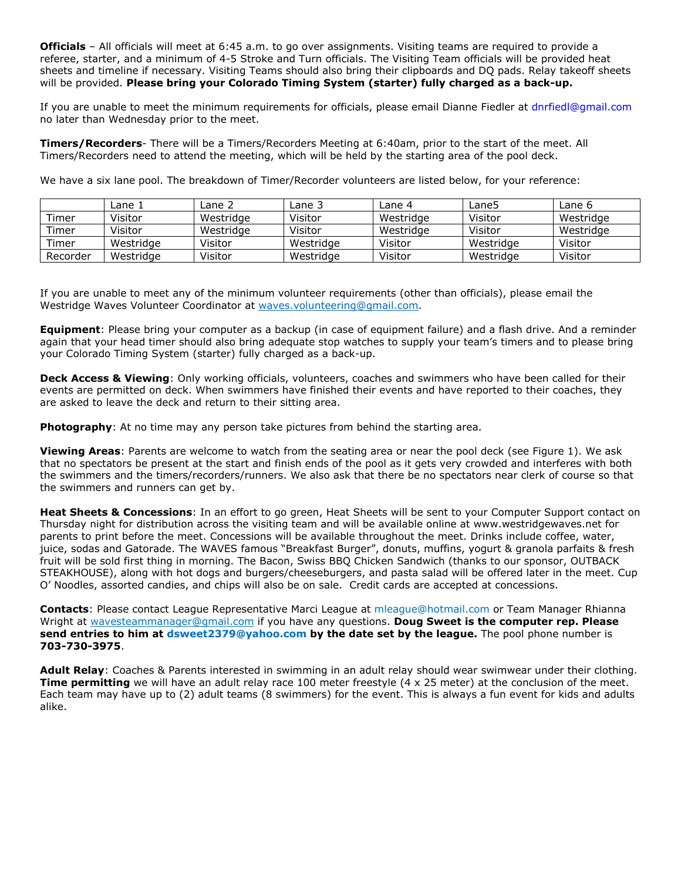**Officials** – All officials will meet at 6:45 a.m. to go over assignments. Visiting teams are required to provide a referee, starter, and a minimum of 4-5 Stroke and Turn officials. The Visiting Team officials will be provided heat sheets and timeline if necessary. Visiting Teams should also bring their clipboards and DQ pads. Relay takeoff sheets will be provided. **Please bring your Colorado Timing System (starter) fully charged as a back-up.**

If you are unable to meet the minimum requirements for officials, please email Dianne Fiedler at dnrfiedl@gmail.com no later than Wednesday prior to the meet.

**Timers/Recorders**- There will be a Timers/Recorders Meeting at 6:40am, prior to the start of the meet. All Timers/Recorders need to attend the meeting, which will be held by the starting area of the pool deck.

We have a six lane pool. The breakdown of Timer/Recorder volunteers are listed below, for your reference:

| | Lane 1 | Lane 2 | Lane 3 | Lane 4 | Lane5 | Lane 6 |
|---|---|---|---|---|---|---|
| Timer | Visitor | Westridge | Visitor | Westridge | Visitor | Westridge |
| Timer | Visitor | Westridge | Visitor | Westridge | Visitor | Westridge |
| Timer | Westridge | Visitor | Westridge | Visitor | Westridge | Visitor |
| Recorder | Westridge | Visitor | Westridge | Visitor | Westridge | Visitor |

If you are unable to meet any of the minimum volunteer requirements (other than officials), please email the Westridge Waves Volunteer Coordinator at waves.volunteering@gmail.com.

**Equipment**: Please bring your computer as a backup (in case of equipment failure) and a flash drive. And a reminder again that your head timer should also bring adequate stop watches to supply your team's timers and to please bring your Colorado Timing System (starter) fully charged as a back-up.

**Deck Access & Viewing**: Only working officials, volunteers, coaches and swimmers who have been called for their events are permitted on deck. When swimmers have finished their events and have reported to their coaches, they are asked to leave the deck and return to their sitting area.

**Photography**: At no time may any person take pictures from behind the starting area.

**Viewing Areas**: Parents are welcome to watch from the seating area or near the pool deck (see Figure 1). We ask that no spectators be present at the start and finish ends of the pool as it gets very crowded and interferes with both the swimmers and the timers/recorders/runners. We also ask that there be no spectators near clerk of course so that the swimmers and runners can get by.

**Heat Sheets & Concessions**: In an effort to go green, Heat Sheets will be sent to your Computer Support contact on Thursday night for distribution across the visiting team and will be available online at www.westridgewaves.net for parents to print before the meet. Concessions will be available throughout the meet. Drinks include coffee, water, juice, sodas and Gatorade. The WAVES famous "Breakfast Burger", donuts, muffins, yogurt & granola parfaits & fresh fruit will be sold first thing in morning. The Bacon, Swiss BBQ Chicken Sandwich (thanks to our sponsor, OUTBACK STEAKHOUSE), along with hot dogs and burgers/cheeseburgers, and pasta salad will be offered later in the meet. Cup O' Noodles, assorted candies, and chips will also be on sale. Credit cards are accepted at concessions.

**Contacts**: Please contact League Representative Marci League at mleague@hotmail.com or Team Manager Rhianna Wright at wavesteammanager@gmail.com if you have any questions. **Doug Sweet is the computer rep. Please send entries to him at dsweet2379@yahoo.com by the date set by the league.** The pool phone number is **703-730-3975**.

**Adult Relay**: Coaches & Parents interested in swimming in an adult relay should wear swimwear under their clothing. **Time permitting** we will have an adult relay race 100 meter freestyle (4 x 25 meter) at the conclusion of the meet. Each team may have up to (2) adult teams (8 swimmers) for the event. This is always a fun event for kids and adults alike.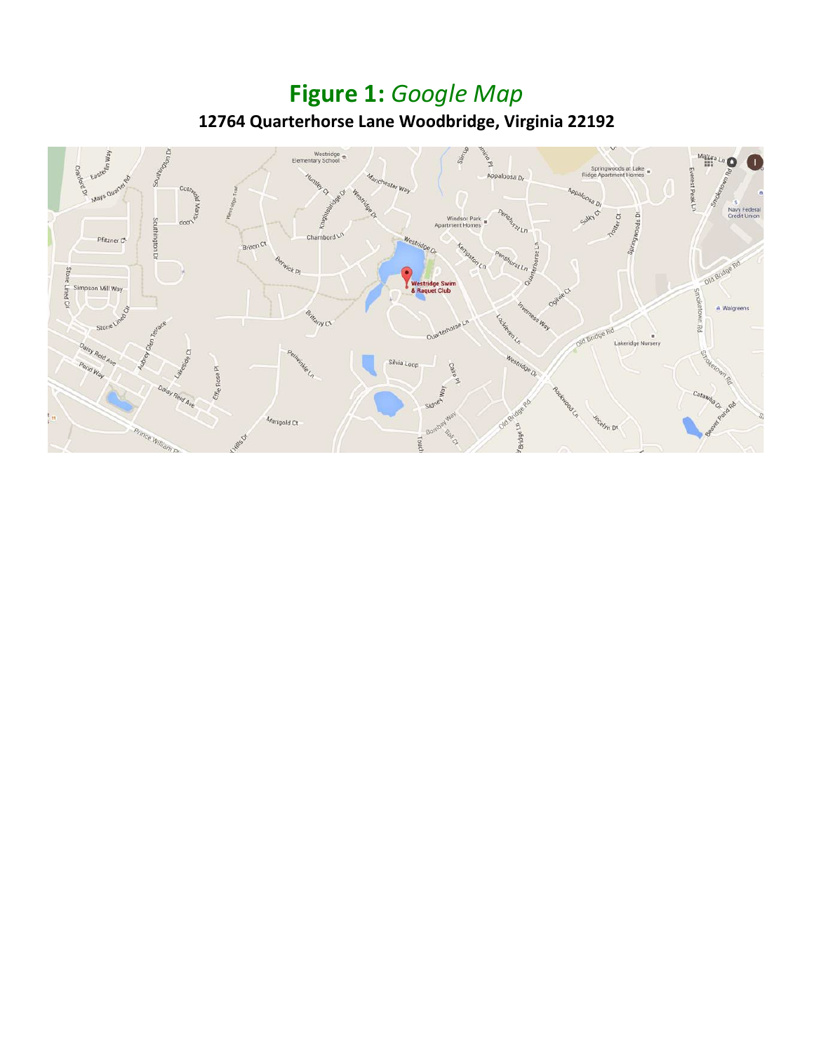# **Figure 1:** *Google Map*

**12764 Quarterhorse Lane Woodbridge, Virginia 22192**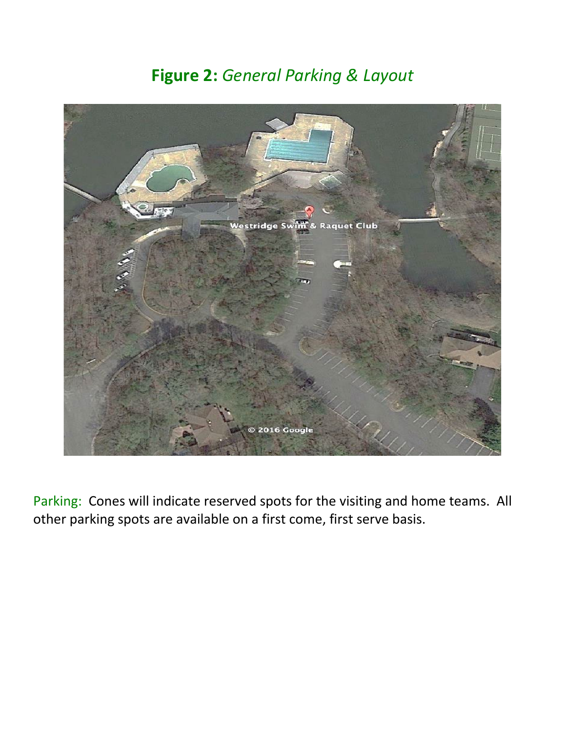## **Figure 2:** *General Parking & Layout*

Parking: Cones will indicate reserved spots for the visiting and home teams. All other parking spots are available on a first come, first serve basis.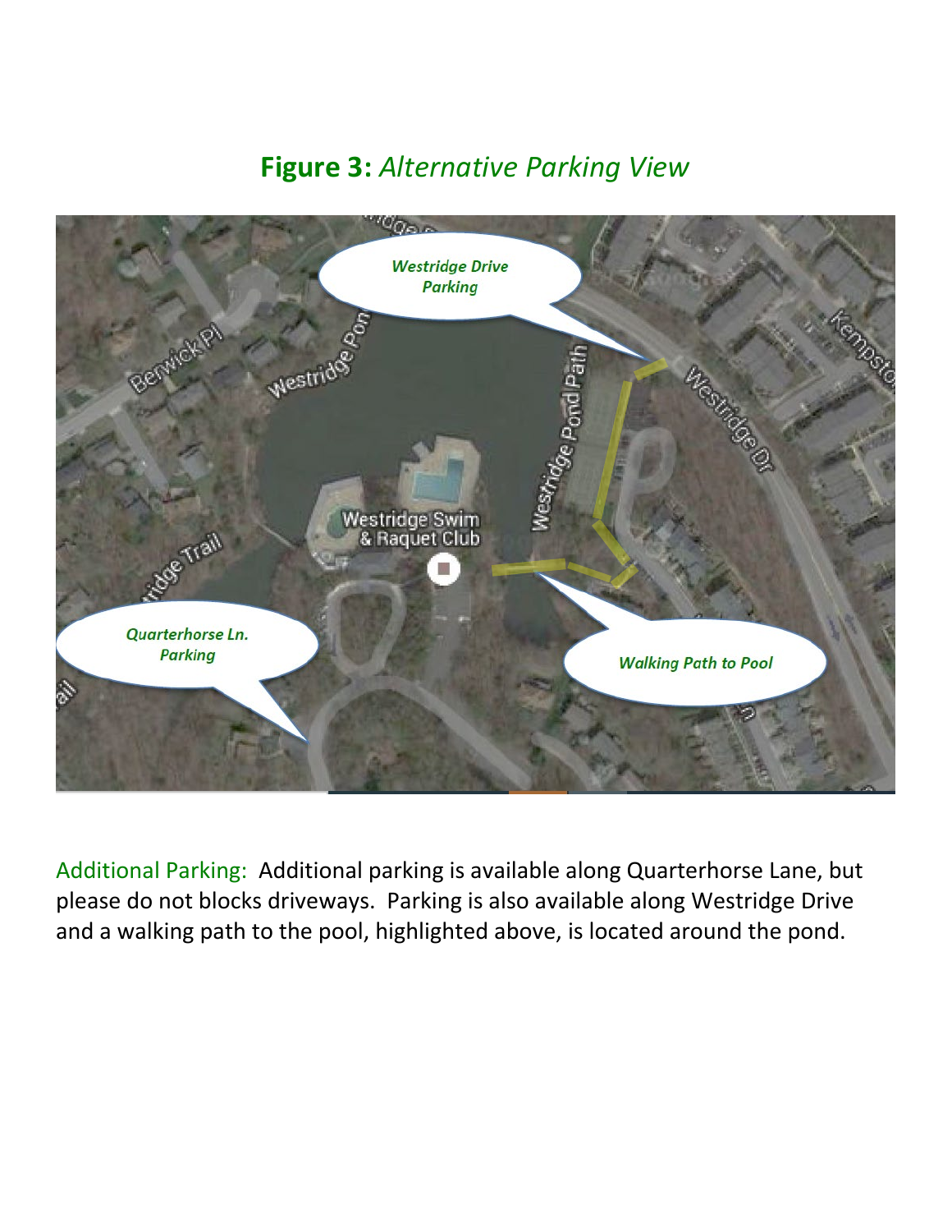## **Figure 3:** *Alternative Parking View*

Additional Parking: Additional parking is available along Quarterhorse Lane, but please do not blocks driveways. Parking is also available along Westridge Drive and a walking path to the pool, highlighted above, is located around the pond.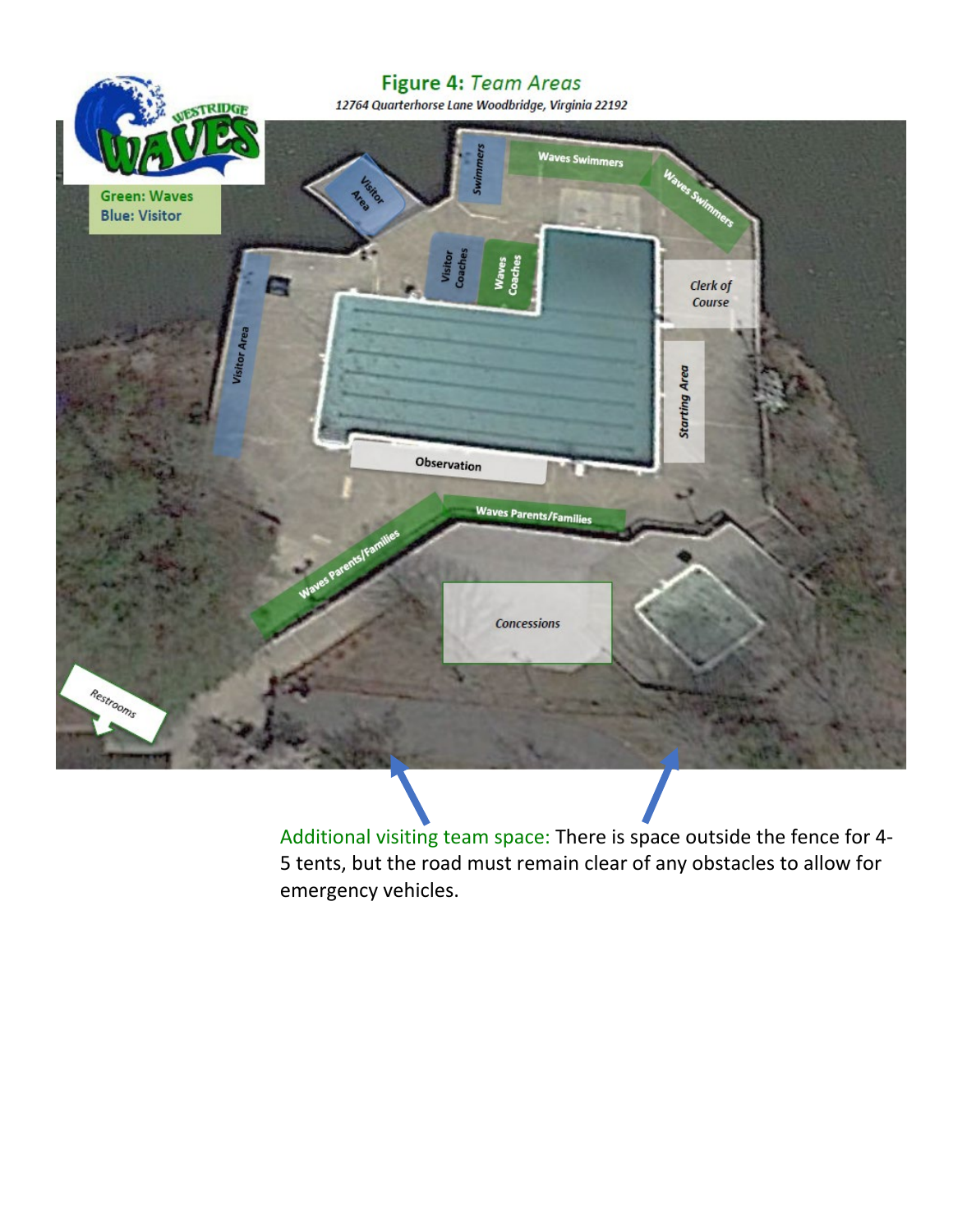## **Figure 4:** *Team Areas*

*12764 Quarterhorse Lane Woodbridge, Virginia 22192*

WESTRIDGE WAVES

Green: Waves
Blue: Visitor

Visitor Area
Swimmers
Waves Swimmers
Waves Swimmers
Visitor Coaches
Waves Coaches
Clerk of Course
Visitor Area
Starting Area
Observation
Waves Parents/Families
Waves Parents/Families
Concessions
Restrooms

Additional visiting team space: There is space outside the fence for 4-5 tents, but the road must remain clear of any obstacles to allow for emergency vehicles.